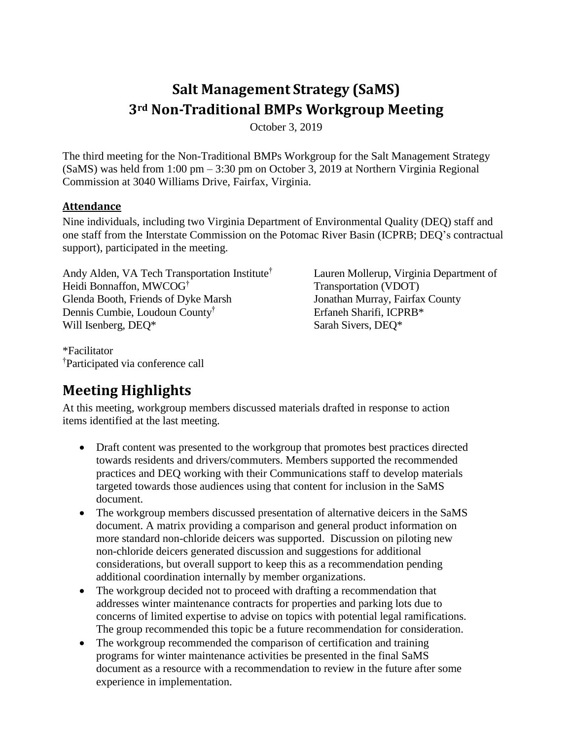# Salt Management Strategy (SaMS)
# 3rd Non-Traditional BMPs Workgroup Meeting

October 3, 2019

The third meeting for the Non-Traditional BMPs Workgroup for the Salt Management Strategy (SaMS) was held from 1:00 pm – 3:30 pm on October 3, 2019 at Northern Virginia Regional Commission at 3040 Williams Drive, Fairfax, Virginia.

### Attendance

Nine individuals, including two Virginia Department of Environmental Quality (DEQ) staff and one staff from the Interstate Commission on the Potomac River Basin (ICPRB; DEQ's contractual support), participated in the meeting.

Andy Alden, VA Tech Transportation Institute†
Heidi Bonnaffon, MWCOG†
Glenda Booth, Friends of Dyke Marsh
Dennis Cumbie, Loudoun County†
Will Isenberg, DEQ*
Lauren Mollerup, Virginia Department of Transportation (VDOT)
Jonathan Murray, Fairfax County
Erfaneh Sharifi, ICPRB*
Sarah Sivers, DEQ*

*Facilitator
†Participated via conference call

## Meeting Highlights

At this meeting, workgroup members discussed materials drafted in response to action items identified at the last meeting.

- Draft content was presented to the workgroup that promotes best practices directed towards residents and drivers/commuters. Members supported the recommended practices and DEQ working with their Communications staff to develop materials targeted towards those audiences using that content for inclusion in the SaMS document.
- The workgroup members discussed presentation of alternative deicers in the SaMS document. A matrix providing a comparison and general product information on more standard non-chloride deicers was supported. Discussion on piloting new non-chloride deicers generated discussion and suggestions for additional considerations, but overall support to keep this as a recommendation pending additional coordination internally by member organizations.
- The workgroup decided not to proceed with drafting a recommendation that addresses winter maintenance contracts for properties and parking lots due to concerns of limited expertise to advise on topics with potential legal ramifications. The group recommended this topic be a future recommendation for consideration.
- The workgroup recommended the comparison of certification and training programs for winter maintenance activities be presented in the final SaMS document as a resource with a recommendation to review in the future after some experience in implementation.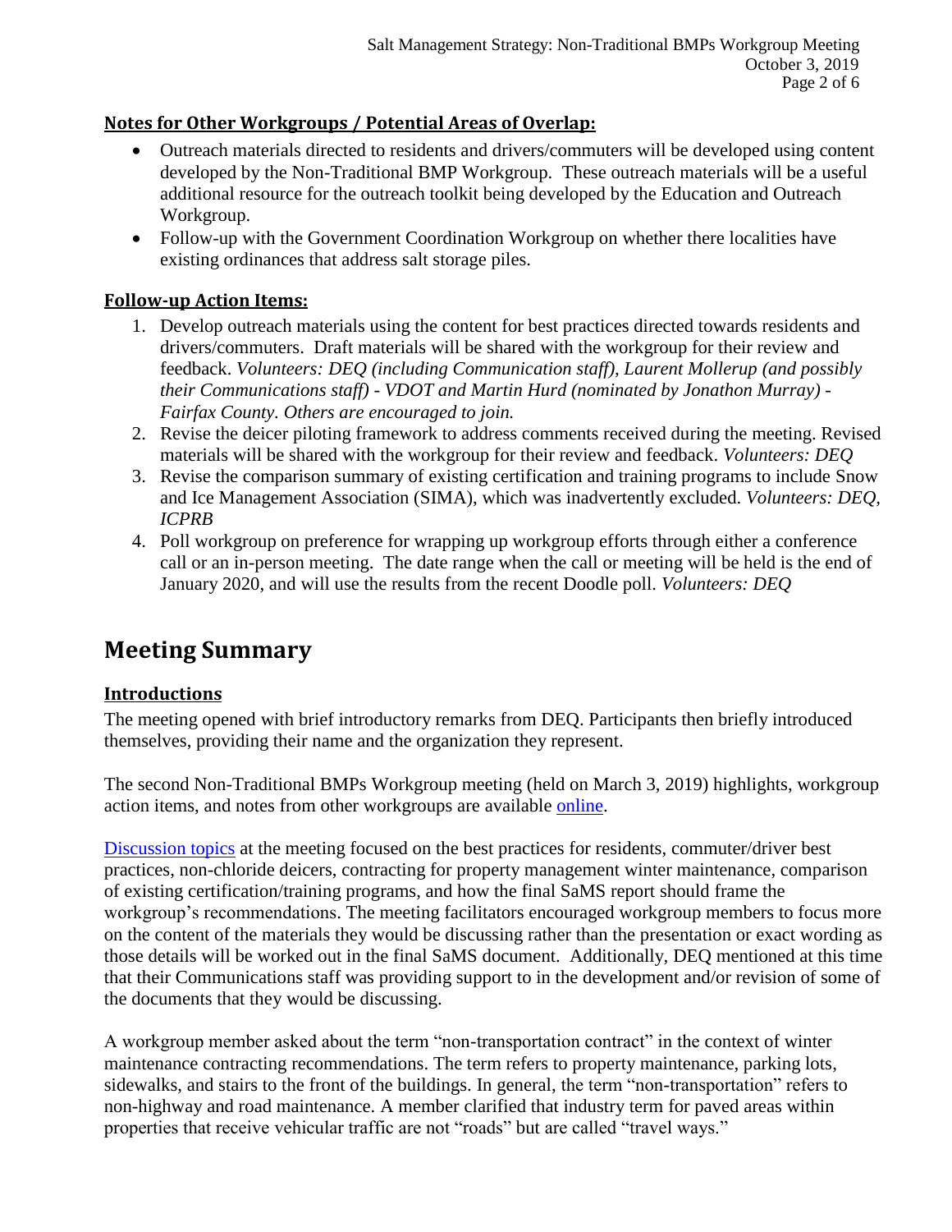### **Notes for Other Workgroups / Potential Areas of Overlap:**

- Outreach materials directed to residents and drivers/commuters will be developed using content developed by the Non-Traditional BMP Workgroup. These outreach materials will be a useful additional resource for the outreach toolkit being developed by the Education and Outreach Workgroup.
- Follow-up with the Government Coordination Workgroup on whether there localities have existing ordinances that address salt storage piles.

### **Follow-up Action Items:**

1. Develop outreach materials using the content for best practices directed towards residents and drivers/commuters. Draft materials will be shared with the workgroup for their review and feedback. *Volunteers: DEQ (including Communication staff), Laurent Mollerup (and possibly their Communications staff) - VDOT and Martin Hurd (nominated by Jonathon Murray) - Fairfax County. Others are encouraged to join.*
2. Revise the deicer piloting framework to address comments received during the meeting. Revised materials will be shared with the workgroup for their review and feedback. *Volunteers: DEQ*
3. Revise the comparison summary of existing certification and training programs to include Snow and Ice Management Association (SIMA), which was inadvertently excluded. *Volunteers: DEQ, ICPRB*
4. Poll workgroup on preference for wrapping up workgroup efforts through either a conference call or an in-person meeting. The date range when the call or meeting will be held is the end of January 2020, and will use the results from the recent Doodle poll. *Volunteers: DEQ*

## Meeting Summary

### **Introductions**

The meeting opened with brief introductory remarks from DEQ. Participants then briefly introduced themselves, providing their name and the organization they represent.

The second Non-Traditional BMPs Workgroup meeting (held on March 3, 2019) highlights, workgroup action items, and notes from other workgroups are available online.

Discussion topics at the meeting focused on the best practices for residents, commuter/driver best practices, non-chloride deicers, contracting for property management winter maintenance, comparison of existing certification/training programs, and how the final SaMS report should frame the workgroup's recommendations. The meeting facilitators encouraged workgroup members to focus more on the content of the materials they would be discussing rather than the presentation or exact wording as those details will be worked out in the final SaMS document. Additionally, DEQ mentioned at this time that their Communications staff was providing support to in the development and/or revision of some of the documents that they would be discussing.

A workgroup member asked about the term "non-transportation contract" in the context of winter maintenance contracting recommendations. The term refers to property maintenance, parking lots, sidewalks, and stairs to the front of the buildings. In general, the term "non-transportation" refers to non-highway and road maintenance. A member clarified that industry term for paved areas within properties that receive vehicular traffic are not "roads" but are called "travel ways."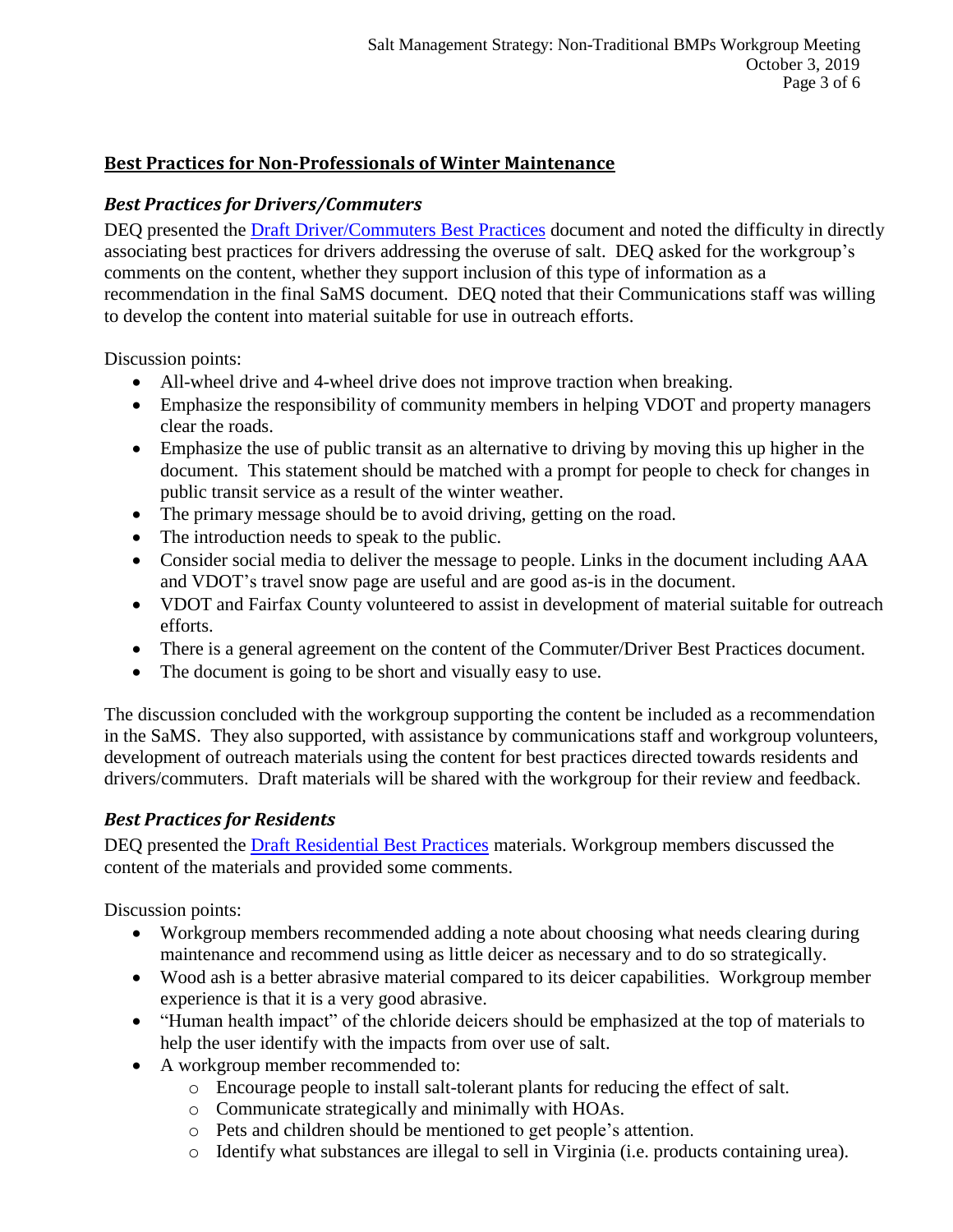## Best Practices for Non-Professionals of Winter Maintenance

### *Best Practices for Drivers/Commuters*

DEQ presented the [Draft Driver/Commuters Best Practices]() document and noted the difficulty in directly associating best practices for drivers addressing the overuse of salt. DEQ asked for the workgroup's comments on the content, whether they support inclusion of this type of information as a recommendation in the final SaMS document. DEQ noted that their Communications staff was willing to develop the content into material suitable for use in outreach efforts.

Discussion points:

- All-wheel drive and 4-wheel drive does not improve traction when breaking.
- Emphasize the responsibility of community members in helping VDOT and property managers clear the roads.
- Emphasize the use of public transit as an alternative to driving by moving this up higher in the document. This statement should be matched with a prompt for people to check for changes in public transit service as a result of the winter weather.
- The primary message should be to avoid driving, getting on the road.
- The introduction needs to speak to the public.
- Consider social media to deliver the message to people. Links in the document including AAA and VDOT's travel snow page are useful and are good as-is in the document.
- VDOT and Fairfax County volunteered to assist in development of material suitable for outreach efforts.
- There is a general agreement on the content of the Commuter/Driver Best Practices document.
- The document is going to be short and visually easy to use.

The discussion concluded with the workgroup supporting the content be included as a recommendation in the SaMS. They also supported, with assistance by communications staff and workgroup volunteers, development of outreach materials using the content for best practices directed towards residents and drivers/commuters. Draft materials will be shared with the workgroup for their review and feedback.

### *Best Practices for Residents*

DEQ presented the [Draft Residential Best Practices]() materials. Workgroup members discussed the content of the materials and provided some comments.

Discussion points:

- Workgroup members recommended adding a note about choosing what needs clearing during maintenance and recommend using as little deicer as necessary and to do so strategically.
- Wood ash is a better abrasive material compared to its deicer capabilities. Workgroup member experience is that it is a very good abrasive.
- "Human health impact" of the chloride deicers should be emphasized at the top of materials to help the user identify with the impacts from over use of salt.
- A workgroup member recommended to:
    - Encourage people to install salt-tolerant plants for reducing the effect of salt.
    - Communicate strategically and minimally with HOAs.
    - Pets and children should be mentioned to get people's attention.
    - Identify what substances are illegal to sell in Virginia (i.e. products containing urea).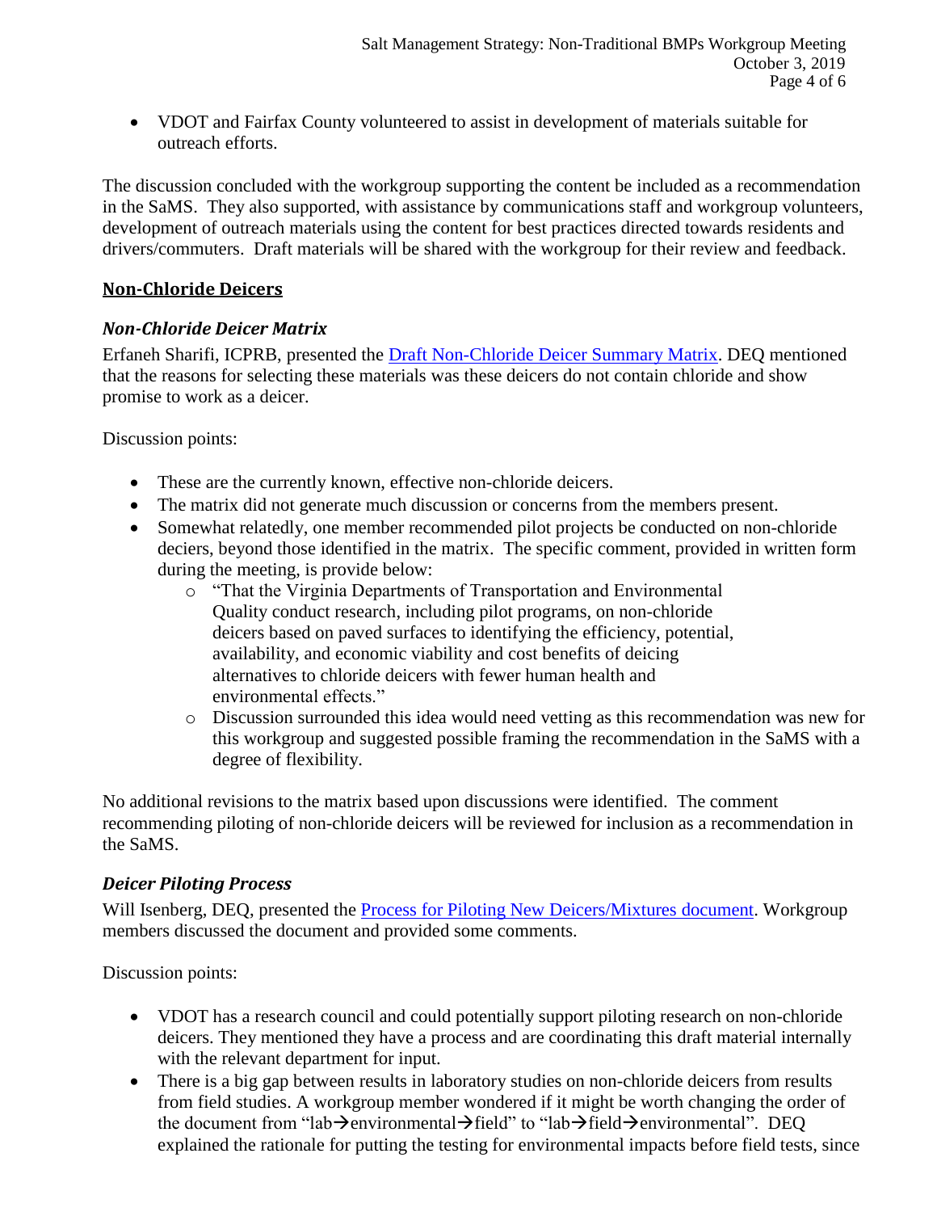- VDOT and Fairfax County volunteered to assist in development of materials suitable for outreach efforts.

The discussion concluded with the workgroup supporting the content be included as a recommendation in the SaMS. They also supported, with assistance by communications staff and workgroup volunteers, development of outreach materials using the content for best practices directed towards residents and drivers/commuters. Draft materials will be shared with the workgroup for their review and feedback.

## Non-Chloride Deicers

### *Non-Chloride Deicer Matrix*

Erfaneh Sharifi, ICPRB, presented the [Draft Non-Chloride Deicer Summary Matrix](). DEQ mentioned that the reasons for selecting these materials was these deicers do not contain chloride and show promise to work as a deicer.

Discussion points:

- These are the currently known, effective non-chloride deicers.
- The matrix did not generate much discussion or concerns from the members present.
- Somewhat relatedly, one member recommended pilot projects be conducted on non-chloride deciers, beyond those identified in the matrix. The specific comment, provided in written form during the meeting, is provide below:
  - "That the Virginia Departments of Transportation and Environmental Quality conduct research, including pilot programs, on non-chloride deicers based on paved surfaces to identifying the efficiency, potential, availability, and economic viability and cost benefits of deicing alternatives to chloride deicers with fewer human health and environmental effects."
  - Discussion surrounded this idea would need vetting as this recommendation was new for this workgroup and suggested possible framing the recommendation in the SaMS with a degree of flexibility.

No additional revisions to the matrix based upon discussions were identified. The comment recommending piloting of non-chloride deicers will be reviewed for inclusion as a recommendation in the SaMS.

### *Deicer Piloting Process*

Will Isenberg, DEQ, presented the [Process for Piloting New Deicers/Mixtures document](). Workgroup members discussed the document and provided some comments.

Discussion points:

- VDOT has a research council and could potentially support piloting research on non-chloride deicers. They mentioned they have a process and are coordinating this draft material internally with the relevant department for input.
- There is a big gap between results in laboratory studies on non-chloride deicers from results from field studies. A workgroup member wondered if it might be worth changing the order of the document from "lab→environmental→field" to "lab→field→environmental". DEQ explained the rationale for putting the testing for environmental impacts before field tests, since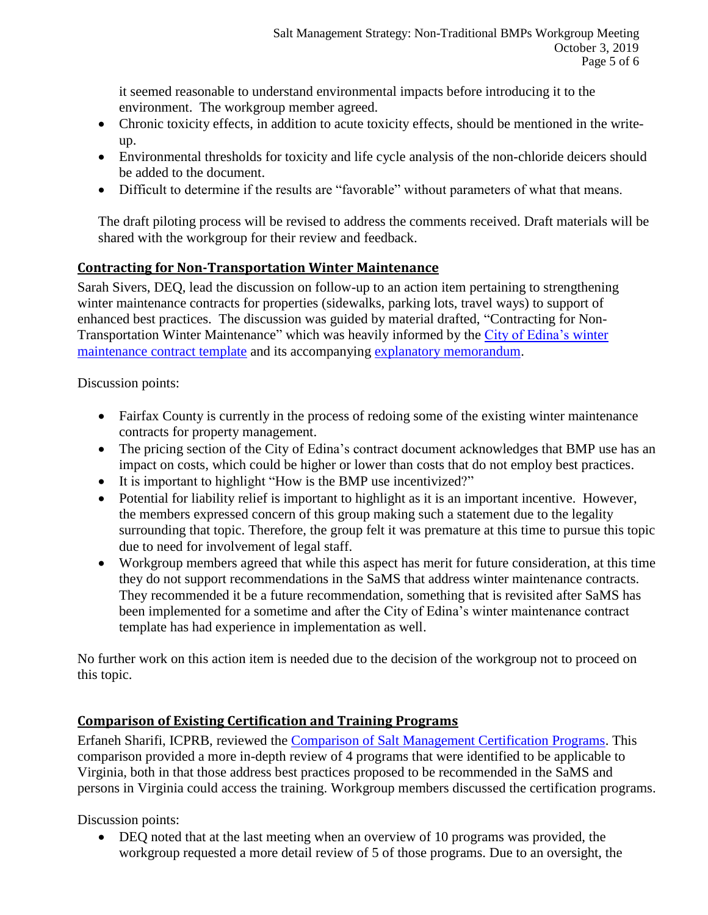it seemed reasonable to understand environmental impacts before introducing it to the environment. The workgroup member agreed.

- Chronic toxicity effects, in addition to acute toxicity effects, should be mentioned in the write-up.
- Environmental thresholds for toxicity and life cycle analysis of the non-chloride deicers should be added to the document.
- Difficult to determine if the results are "favorable" without parameters of what that means.

The draft piloting process will be revised to address the comments received. Draft materials will be shared with the workgroup for their review and feedback.

## Contracting for Non-Transportation Winter Maintenance

Sarah Sivers, DEQ, lead the discussion on follow-up to an action item pertaining to strengthening winter maintenance contracts for properties (sidewalks, parking lots, travel ways) to support of enhanced best practices. The discussion was guided by material drafted, "Contracting for Non-Transportation Winter Maintenance" which was heavily informed by the City of Edina's winter maintenance contract template and its accompanying explanatory memorandum.

Discussion points:

- Fairfax County is currently in the process of redoing some of the existing winter maintenance contracts for property management.
- The pricing section of the City of Edina's contract document acknowledges that BMP use has an impact on costs, which could be higher or lower than costs that do not employ best practices.
- It is important to highlight "How is the BMP use incentivized?"
- Potential for liability relief is important to highlight as it is an important incentive. However, the members expressed concern of this group making such a statement due to the legality surrounding that topic. Therefore, the group felt it was premature at this time to pursue this topic due to need for involvement of legal staff.
- Workgroup members agreed that while this aspect has merit for future consideration, at this time they do not support recommendations in the SaMS that address winter maintenance contracts. They recommended it be a future recommendation, something that is revisited after SaMS has been implemented for a sometime and after the City of Edina's winter maintenance contract template has had experience in implementation as well.

No further work on this action item is needed due to the decision of the workgroup not to proceed on this topic.

## Comparison of Existing Certification and Training Programs

Erfaneh Sharifi, ICPRB, reviewed the Comparison of Salt Management Certification Programs. This comparison provided a more in-depth review of 4 programs that were identified to be applicable to Virginia, both in that those address best practices proposed to be recommended in the SaMS and persons in Virginia could access the training. Workgroup members discussed the certification programs.

Discussion points:

- DEQ noted that at the last meeting when an overview of 10 programs was provided, the workgroup requested a more detail review of 5 of those programs. Due to an oversight, the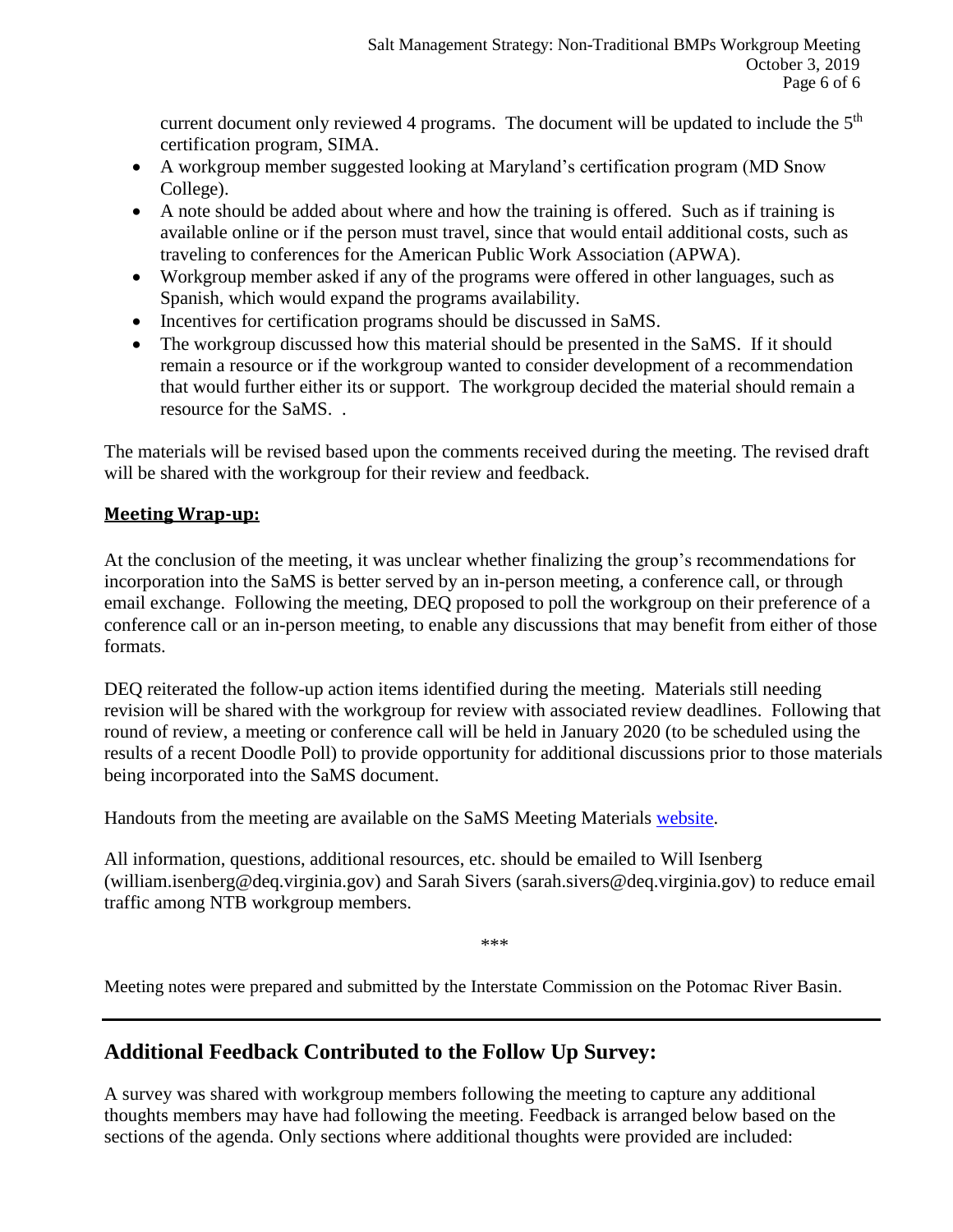current document only reviewed 4 programs. The document will be updated to include the 5th certification program, SIMA.

- A workgroup member suggested looking at Maryland's certification program (MD Snow College).
- A note should be added about where and how the training is offered. Such as if training is available online or if the person must travel, since that would entail additional costs, such as traveling to conferences for the American Public Work Association (APWA).
- Workgroup member asked if any of the programs were offered in other languages, such as Spanish, which would expand the programs availability.
- Incentives for certification programs should be discussed in SaMS.
- The workgroup discussed how this material should be presented in the SaMS. If it should remain a resource or if the workgroup wanted to consider development of a recommendation that would further either its or support. The workgroup decided the material should remain a resource for the SaMS. .

The materials will be revised based upon the comments received during the meeting. The revised draft will be shared with the workgroup for their review and feedback.

**Meeting Wrap-up:**

At the conclusion of the meeting, it was unclear whether finalizing the group's recommendations for incorporation into the SaMS is better served by an in-person meeting, a conference call, or through email exchange. Following the meeting, DEQ proposed to poll the workgroup on their preference of a conference call or an in-person meeting, to enable any discussions that may benefit from either of those formats.

DEQ reiterated the follow-up action items identified during the meeting. Materials still needing revision will be shared with the workgroup for review with associated review deadlines. Following that round of review, a meeting or conference call will be held in January 2020 (to be scheduled using the results of a recent Doodle Poll) to provide opportunity for additional discussions prior to those materials being incorporated into the SaMS document.

Handouts from the meeting are available on the SaMS Meeting Materials website.

All information, questions, additional resources, etc. should be emailed to Will Isenberg (william.isenberg@deq.virginia.gov) and Sarah Sivers (sarah.sivers@deq.virginia.gov) to reduce email traffic among NTB workgroup members.

***

Meeting notes were prepared and submitted by the Interstate Commission on the Potomac River Basin.

---

## Additional Feedback Contributed to the Follow Up Survey:

A survey was shared with workgroup members following the meeting to capture any additional thoughts members may have had following the meeting. Feedback is arranged below based on the sections of the agenda. Only sections where additional thoughts were provided are included: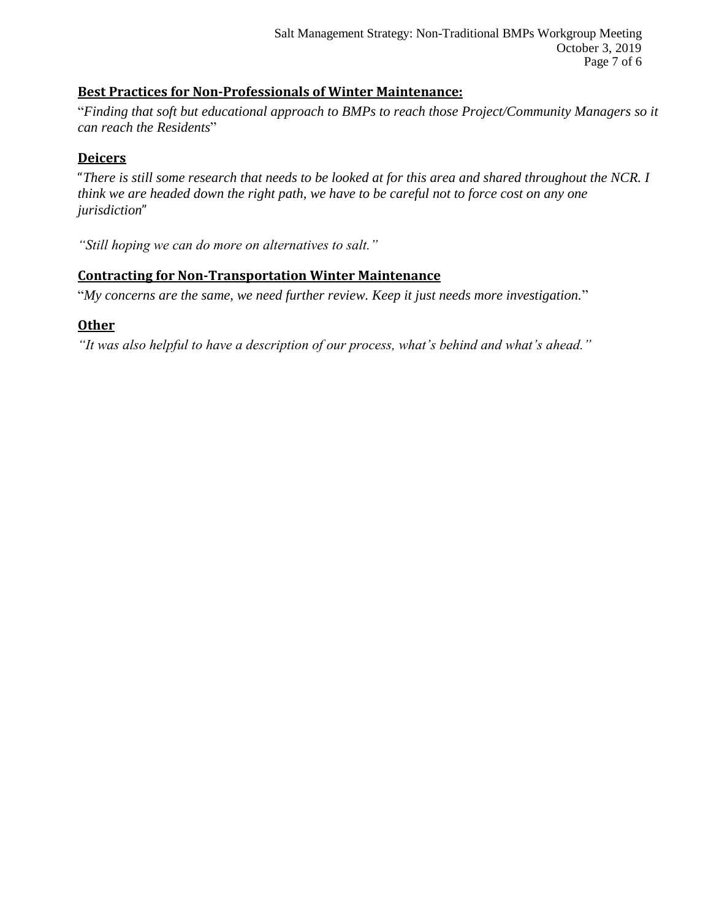## Best Practices for Non-Professionals of Winter Maintenance:

"*Finding that soft but educational approach to BMPs to reach those Project/Community Managers so it can reach the Residents*"

## Deicers

"*There is still some research that needs to be looked at for this area and shared throughout the NCR. I think we are headed down the right path, we have to be careful not to force cost on any one jurisdiction*"

*"Still hoping we can do more on alternatives to salt."*

## Contracting for Non-Transportation Winter Maintenance

"*My concerns are the same, we need further review. Keep it just needs more investigation.*"

## Other

*"It was also helpful to have a description of our process, what's behind and what's ahead."*